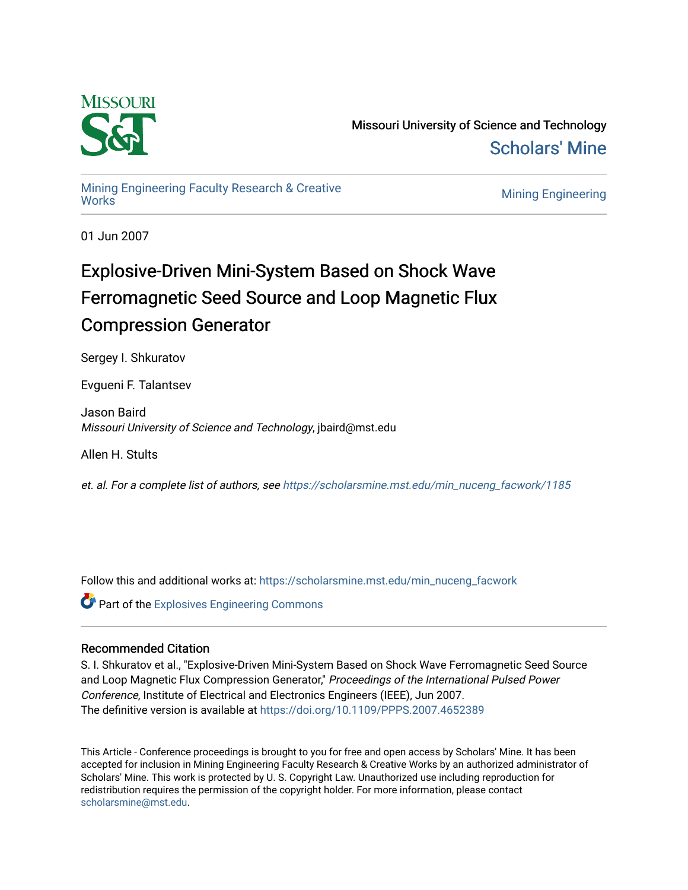Missouri University of Science and Technology

Scholars' Mine

Mining Engineering Faculty Research & Creative Works

Mining Engineering

01 Jun 2007

# Explosive-Driven Mini-System Based on Shock Wave Ferromagnetic Seed Source and Loop Magnetic Flux Compression Generator

Sergey I. Shkuratov

Evgueni F. Talantsev

Jason Baird
*Missouri University of Science and Technology*, jbaird@mst.edu

Allen H. Stults

*et. al. For a complete list of authors, see https://scholarsmine.mst.edu/min_nuceng_facwork/1185*

Follow this and additional works at: https://scholarsmine.mst.edu/min_nuceng_facwork

Part of the Explosives Engineering Commons

## Recommended Citation

S. I. Shkuratov et al., "Explosive-Driven Mini-System Based on Shock Wave Ferromagnetic Seed Source and Loop Magnetic Flux Compression Generator," *Proceedings of the International Pulsed Power Conference*, Institute of Electrical and Electronics Engineers (IEEE), Jun 2007.
The definitive version is available at https://doi.org/10.1109/PPPS.2007.4652389

This Article - Conference proceedings is brought to you for free and open access by Scholars' Mine. It has been accepted for inclusion in Mining Engineering Faculty Research & Creative Works by an authorized administrator of Scholars' Mine. This work is protected by U. S. Copyright Law. Unauthorized use including reproduction for redistribution requires the permission of the copyright holder. For more information, please contact scholarsmine@mst.edu.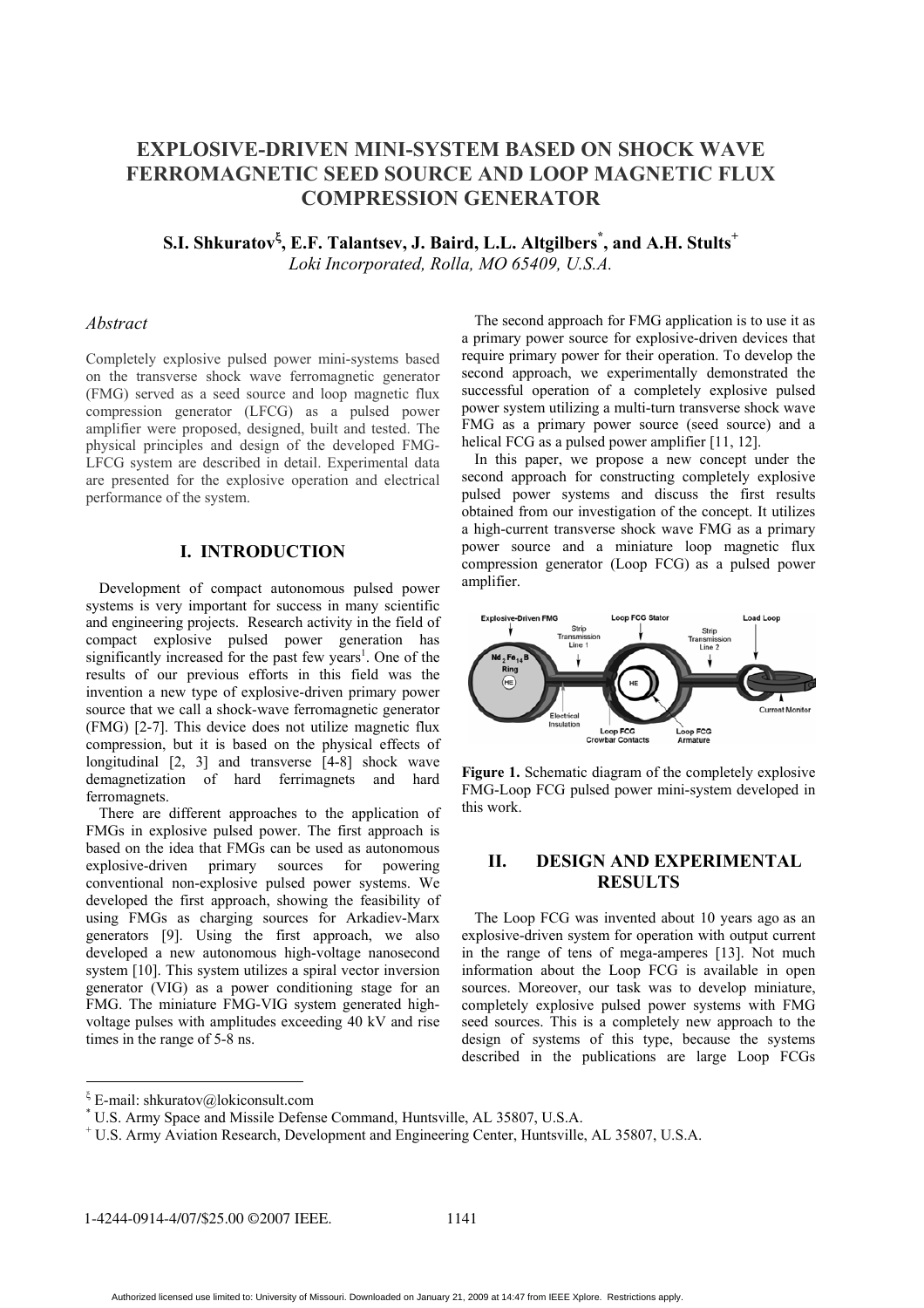# EXPLOSIVE-DRIVEN MINI-SYSTEM BASED ON SHOCK WAVE FERROMAGNETIC SEED SOURCE AND LOOP MAGNETIC FLUX COMPRESSION GENERATOR

**S.I. Shkuratov[ξ], E.F. Talantsev, J. Baird, L.L. Altgilbers[*], and A.H. Stults[+]**

*Loki Incorporated, Rolla, MO 65409, U.S.A.*

## *Abstract*

Completely explosive pulsed power mini-systems based on the transverse shock wave ferromagnetic generator (FMG) served as a seed source and loop magnetic flux compression generator (LFCG) as a pulsed power amplifier were proposed, designed, built and tested. The physical principles and design of the developed FMG-LFCG system are described in detail. Experimental data are presented for the explosive operation and electrical performance of the system.

## I. INTRODUCTION

Development of compact autonomous pulsed power systems is very important for success in many scientific and engineering projects. Research activity in the field of compact explosive pulsed power generation has significantly increased for the past few years[1]. One of the results of our previous efforts in this field was the invention a new type of explosive-driven primary power source that we call a shock-wave ferromagnetic generator (FMG) [2-7]. This device does not utilize magnetic flux compression, but it is based on the physical effects of longitudinal [2, 3] and transverse [4-8] shock wave demagnetization of hard ferrimagnets and hard ferromagnets.

There are different approaches to the application of FMGs in explosive pulsed power. The first approach is based on the idea that FMGs can be used as autonomous explosive-driven primary sources for powering conventional non-explosive pulsed power systems. We developed the first approach, showing the feasibility of using FMGs as charging sources for Arkadiev-Marx generators [9]. Using the first approach, we also developed a new autonomous high-voltage nanosecond system [10]. This system utilizes a spiral vector inversion generator (VIG) as a power conditioning stage for an FMG. The miniature FMG-VIG system generated high-voltage pulses with amplitudes exceeding 40 kV and rise times in the range of 5-8 ns.

The second approach for FMG application is to use it as a primary power source for explosive-driven devices that require primary power for their operation. To develop the second approach, we experimentally demonstrated the successful operation of a completely explosive pulsed power system utilizing a multi-turn transverse shock wave FMG as a primary power source (seed source) and a helical FCG as a pulsed power amplifier [11, 12].

In this paper, we propose a new concept under the second approach for constructing completely explosive pulsed power systems and discuss the first results obtained from our investigation of the concept. It utilizes a high-current transverse shock wave FMG as a primary power source and a miniature loop magnetic flux compression generator (Loop FCG) as a pulsed power amplifier.

**Figure 1.** Schematic diagram of the completely explosive FMG-Loop FCG pulsed power mini-system developed in this work.

## II. DESIGN AND EXPERIMENTAL RESULTS

The Loop FCG was invented about 10 years ago as an explosive-driven system for operation with output current in the range of tens of mega-amperes [13]. Not much information about the Loop FCG is available in open sources. Moreover, our task was to develop miniature, completely explosive pulsed power systems with FMG seed sources. This is a completely new approach to the design of systems of this type, because the systems described in the publications are large Loop FCGs

[ξ] E-mail: shkuratov@lokiconsult.com

[*] U.S. Army Space and Missile Defense Command, Huntsville, AL 35807, U.S.A.

[+] U.S. Army Aviation Research, Development and Engineering Center, Huntsville, AL 35807, U.S.A.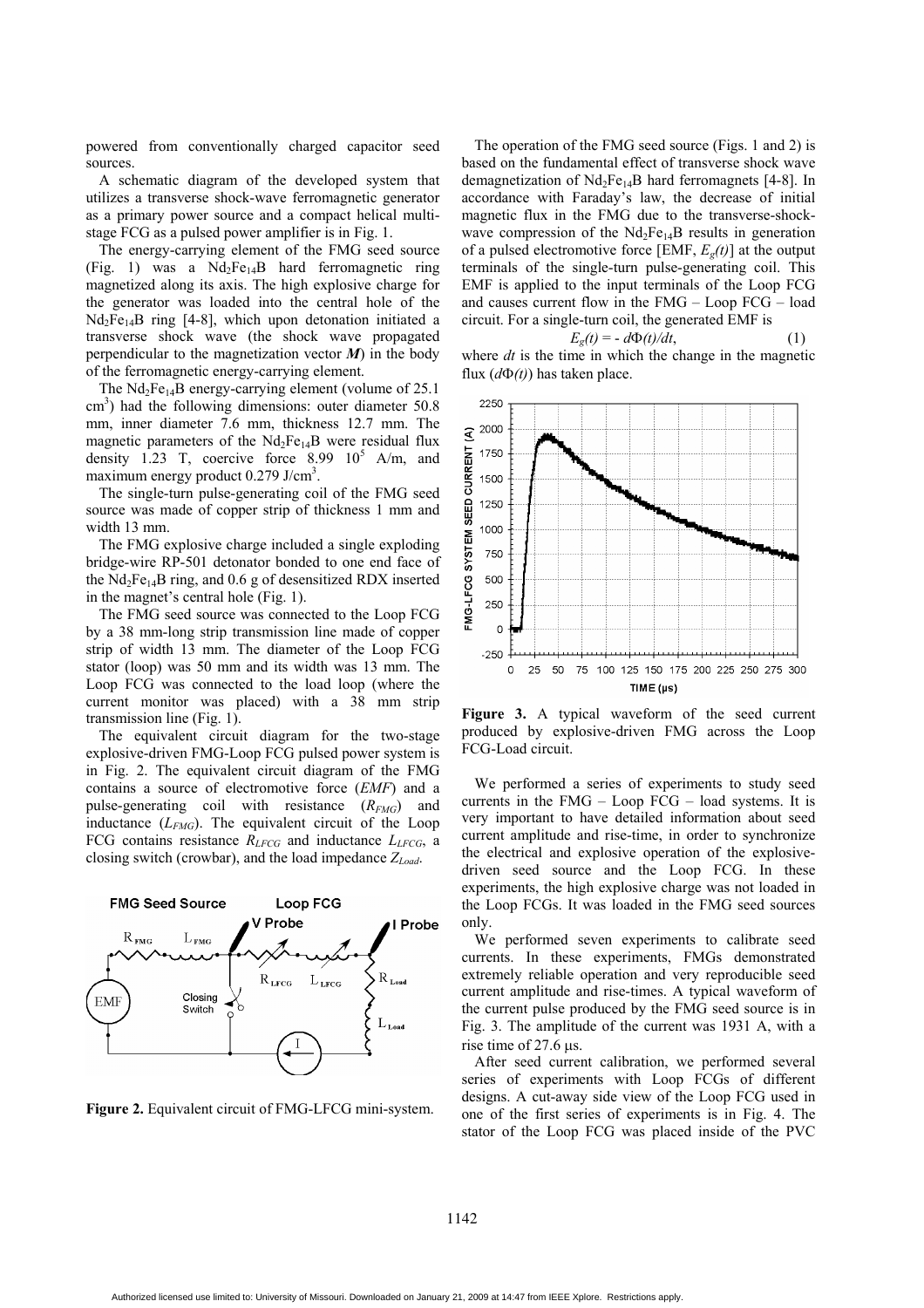powered from conventionally charged capacitor seed sources.

A schematic diagram of the developed system that utilizes a transverse shock-wave ferromagnetic generator as a primary power source and a compact helical multi-stage FCG as a pulsed power amplifier is in Fig. 1.

The energy-carrying element of the FMG seed source (Fig. 1) was a $Nd_2Fe_{14}B$ hard ferromagnetic ring magnetized along its axis. The high explosive charge for the generator was loaded into the central hole of the $Nd_2Fe_{14}B$ ring [4-8], which upon detonation initiated a transverse shock wave (the shock wave propagated perpendicular to the magnetization vector ***M***) in the body of the ferromagnetic energy-carrying element.

The $Nd_2Fe_{14}B$ energy-carrying element (volume of 25.1 $cm^3$) had the following dimensions: outer diameter 50.8 mm, inner diameter 7.6 mm, thickness 12.7 mm. The magnetic parameters of the $Nd_2Fe_{14}B$ were residual flux density 1.23 T, coercive force 8.99 $10^5$ A/m, and maximum energy product 0.279 $J/cm^3$.

The single-turn pulse-generating coil of the FMG seed source was made of copper strip of thickness 1 mm and width 13 mm.

The FMG explosive charge included a single exploding bridge-wire RP-501 detonator bonded to one end face of the $Nd_2Fe_{14}B$ ring, and 0.6 g of desensitized RDX inserted in the magnet's central hole (Fig. 1).

The FMG seed source was connected to the Loop FCG by a 38 mm-long strip transmission line made of copper strip of width 13 mm. The diameter of the Loop FCG stator (loop) was 50 mm and its width was 13 mm. The Loop FCG was connected to the load loop (where the current monitor was placed) with a 38 mm strip transmission line (Fig. 1).

The equivalent circuit diagram for the two-stage explosive-driven FMG-Loop FCG pulsed power system is in Fig. 2. The equivalent circuit diagram of the FMG contains a source of electromotive force (*EMF*) and a pulse-generating coil with resistance ($R_{FMG}$) and inductance ($L_{FMG}$). The equivalent circuit of the Loop FCG contains resistance $R_{LFCG}$ and inductance $L_{LFCG}$, a closing switch (crowbar), and the load impedance $Z_{Load}$.

**Figure 2.** Equivalent circuit of FMG-LFCG mini-system.

The operation of the FMG seed source (Figs. 1 and 2) is based on the fundamental effect of transverse shock wave demagnetization of $Nd_2Fe_{14}B$ hard ferromagnets [4-8]. In accordance with Faraday's law, the decrease of initial magnetic flux in the FMG due to the transverse-shock-wave compression of the $Nd_2Fe_{14}B$ results in generation of a pulsed electromotive force [EMF, $E_g(t)$] at the output terminals of the single-turn pulse-generating coil. This EMF is applied to the input terminals of the Loop FCG and causes current flow in the FMG – Loop FCG – load circuit. For a single-turn coil, the generated EMF is

$$E_g(t) = - d\Phi(t)/dt, \qquad (1)$$

where $dt$ is the time in which the change in the magnetic flux ($d\Phi(t)$) has taken place.

**Figure 3.** A typical waveform of the seed current produced by explosive-driven FMG across the Loop FCG-Load circuit.

We performed a series of experiments to study seed currents in the FMG – Loop FCG – load systems. It is very important to have detailed information about seed current amplitude and rise-time, in order to synchronize the electrical and explosive operation of the explosive-driven seed source and the Loop FCG. In these experiments, the high explosive charge was not loaded in the Loop FCGs. It was loaded in the FMG seed sources only.

We performed seven experiments to calibrate seed currents. In these experiments, FMGs demonstrated extremely reliable operation and very reproducible seed current amplitude and rise-times. A typical waveform of the current pulse produced by the FMG seed source is in Fig. 3. The amplitude of the current was 1931 A, with a rise time of 27.6 μs.

After seed current calibration, we performed several series of experiments with Loop FCGs of different designs. A cut-away side view of the Loop FCG used in one of the first series of experiments is in Fig. 4. The stator of the Loop FCG was placed inside of the PVC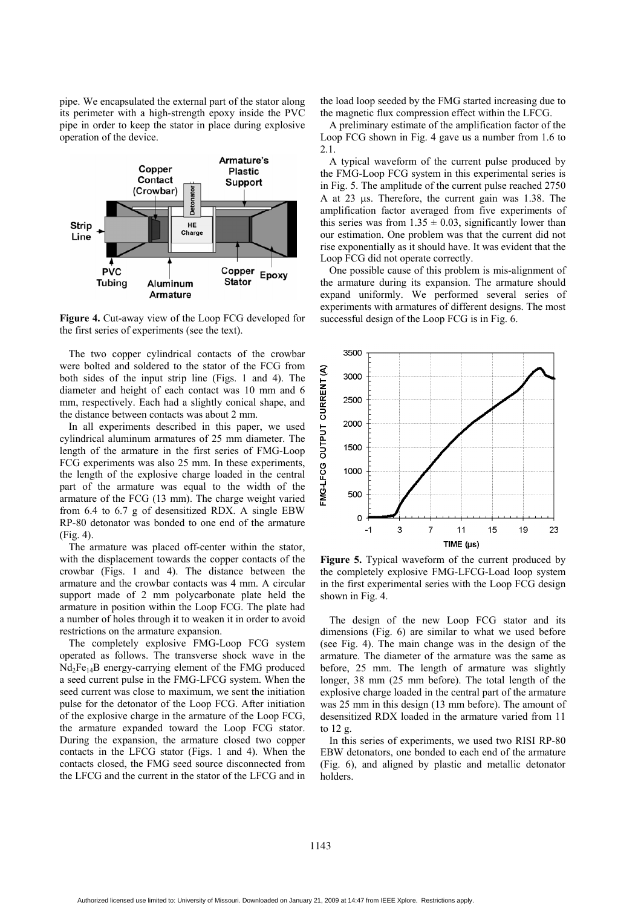pipe. We encapsulated the external part of the stator along its perimeter with a high-strength epoxy inside the PVC pipe in order to keep the stator in place during explosive operation of the device.

**Figure 4.** Cut-away view of the Loop FCG developed for the first series of experiments (see the text).

The two copper cylindrical contacts of the crowbar were bolted and soldered to the stator of the FCG from both sides of the input strip line (Figs. 1 and 4). The diameter and height of each contact was 10 mm and 6 mm, respectively. Each had a slightly conical shape, and the distance between contacts was about 2 mm.

In all experiments described in this paper, we used cylindrical aluminum armatures of 25 mm diameter. The length of the armature in the first series of FMG-Loop FCG experiments was also 25 mm. In these experiments, the length of the explosive charge loaded in the central part of the armature was equal to the width of the armature of the FCG (13 mm). The charge weight varied from 6.4 to 6.7 g of desensitized RDX. A single EBW RP-80 detonator was bonded to one end of the armature (Fig. 4).

The armature was placed off-center within the stator, with the displacement towards the copper contacts of the crowbar (Figs. 1 and 4). The distance between the armature and the crowbar contacts was 4 mm. A circular support made of 2 mm polycarbonate plate held the armature in position within the Loop FCG. The plate had a number of holes through it to weaken it in order to avoid restrictions on the armature expansion.

The completely explosive FMG-Loop FCG system operated as follows. The transverse shock wave in the $Nd_2Fe_{14}B$ energy-carrying element of the FMG produced a seed current pulse in the FMG-LFCG system. When the seed current was close to maximum, we sent the initiation pulse for the detonator of the Loop FCG. After initiation of the explosive charge in the armature of the Loop FCG, the armature expanded toward the Loop FCG stator. During the expansion, the armature closed two copper contacts in the LFCG stator (Figs. 1 and 4). When the contacts closed, the FMG seed source disconnected from the LFCG and the current in the stator of the LFCG and in the load loop seeded by the FMG started increasing due to the magnetic flux compression effect within the LFCG.

A preliminary estimate of the amplification factor of the Loop FCG shown in Fig. 4 gave us a number from 1.6 to 2.1.

A typical waveform of the current pulse produced by the FMG-Loop FCG system in this experimental series is in Fig. 5. The amplitude of the current pulse reached 2750 A at 23 μs. Therefore, the current gain was 1.38. The amplification factor averaged from five experiments of this series was from $1.35 \pm 0.03$, significantly lower than our estimation. One problem was that the current did not rise exponentially as it should have. It was evident that the Loop FCG did not operate correctly.

One possible cause of this problem is mis-alignment of the armature during its expansion. The armature should expand uniformly. We performed several series of experiments with armatures of different designs. The most successful design of the Loop FCG is in Fig. 6.

**Figure 5.** Typical waveform of the current produced by the completely explosive FMG-LFCG-Load loop system in the first experimental series with the Loop FCG design shown in Fig. 4.

The design of the new Loop FCG stator and its dimensions (Fig. 6) are similar to what we used before (see Fig. 4). The main change was in the design of the armature. The diameter of the armature was the same as before, 25 mm. The length of armature was slightly longer, 38 mm (25 mm before). The total length of the explosive charge loaded in the central part of the armature was 25 mm in this design (13 mm before). The amount of desensitized RDX loaded in the armature varied from 11 to 12 g.

In this series of experiments, we used two RISI RP-80 EBW detonators, one bonded to each end of the armature (Fig. 6), and aligned by plastic and metallic detonator holders.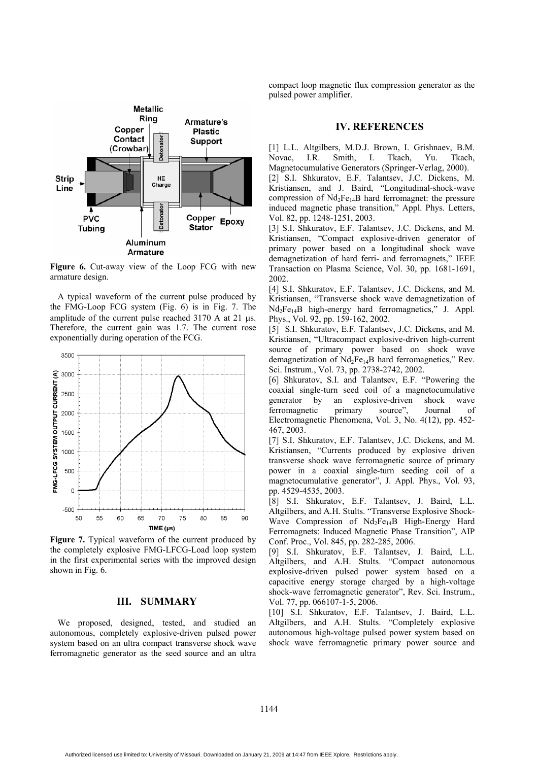Figure 6. Cut-away view of the Loop FCG with new armature design.

A typical waveform of the current pulse produced by the FMG-Loop FCG system (Fig. 6) is in Fig. 7. The amplitude of the current pulse reached 3170 A at 21 μs. Therefore, the current gain was 1.7. The current rose exponentially during operation of the FCG.

Figure 7. Typical waveform of the current produced by the completely explosive FMG-LFCG-Load loop system in the first experimental series with the improved design shown in Fig. 6.

## III. SUMMARY

We proposed, designed, tested, and studied an autonomous, completely explosive-driven pulsed power system based on an ultra compact transverse shock wave ferromagnetic generator as the seed source and an ultra compact loop magnetic flux compression generator as the pulsed power amplifier.

## IV. REFERENCES

[1] L.L. Altgilbers, M.D.J. Brown, I. Grishnaev, B.M. Novac, I.R. Smith, I. Tkach, Yu. Tkach, Magnetocumulative Generators (Springer-Verlag, 2000).

[2] S.I. Shkuratov, E.F. Talantsev, J.C. Dickens, M. Kristiansen, and J. Baird, "Longitudinal-shock-wave compression of $Nd_2Fe_{14}B$ hard ferromagnet: the pressure induced magnetic phase transition," Appl. Phys. Letters, Vol. 82, pp. 1248-1251, 2003.

[3] S.I. Shkuratov, E.F. Talantsev, J.C. Dickens, and M. Kristiansen, "Compact explosive-driven generator of primary power based on a longitudinal shock wave demagnetization of hard ferri- and ferromagnets," IEEE Transaction on Plasma Science, Vol. 30, pp. 1681-1691, 2002.

[4] S.I. Shkuratov, E.F. Talantsev, J.C. Dickens, and M. Kristiansen, "Transverse shock wave demagnetization of $Nd_2Fe_{14}B$ high-energy hard ferromagnetics," J. Appl. Phys., Vol. 92, pp. 159-162, 2002.

[5] S.I. Shkuratov, E.F. Talantsev, J.C. Dickens, and M. Kristiansen, "Ultracompact explosive-driven high-current source of primary power based on shock wave demagnetization of $Nd_2Fe_{14}B$ hard ferromagnetics," Rev. Sci. Instrum., Vol. 73, pp. 2738-2742, 2002.

[6] Shkuratov, S.I. and Talantsev, E.F. "Powering the coaxial single-turn seed coil of a magnetocumulative generator by an explosive-driven shock wave ferromagnetic primary source", Journal of Electromagnetic Phenomena, Vol. 3, No. 4(12), pp. 452-467, 2003.

[7] S.I. Shkuratov, E.F. Talantsev, J.C. Dickens, and M. Kristiansen, "Currents produced by explosive driven transverse shock wave ferromagnetic source of primary power in a coaxial single-turn seeding coil of a magnetocumulative generator", J. Appl. Phys., Vol. 93, pp. 4529-4535, 2003.

[8] S.I. Shkuratov, E.F. Talantsev, J. Baird, L.L. Altgilbers, and A.H. Stults. "Transverse Explosive Shock-Wave Compression of $Nd_2Fe_{14}B$ High-Energy Hard Ferromagnets: Induced Magnetic Phase Transition", AIP Conf. Proc., Vol. 845, pp. 282-285, 2006.

[9] S.I. Shkuratov, E.F. Talantsev, J. Baird, L.L. Altgilbers, and A.H. Stults. "Compact autonomous explosive-driven pulsed power system based on a capacitive energy storage charged by a high-voltage shock-wave ferromagnetic generator", Rev. Sci. Instrum., Vol. 77, pp. 066107-1-5, 2006.

[10] S.I. Shkuratov, E.F. Talantsev, J. Baird, L.L. Altgilbers, and A.H. Stults. "Completely explosive autonomous high-voltage pulsed power system based on shock wave ferromagnetic primary power source and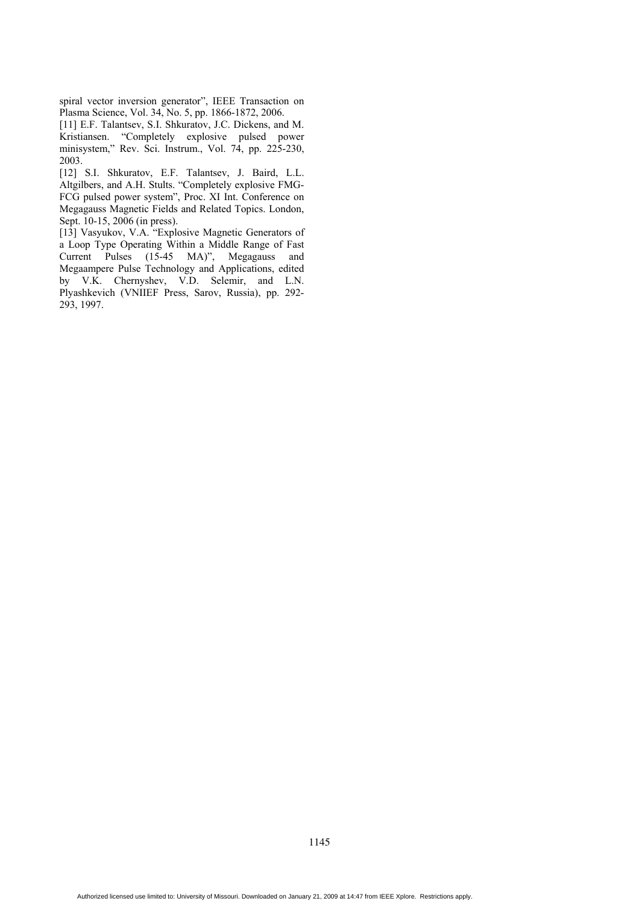spiral vector inversion generator", IEEE Transaction on Plasma Science, Vol. 34, No. 5, pp. 1866-1872, 2006.

[11] E.F. Talantsev, S.I. Shkuratov, J.C. Dickens, and M. Kristiansen. "Completely explosive pulsed power minisystem," Rev. Sci. Instrum., Vol. 74, pp. 225-230, 2003.

[12] S.I. Shkuratov, E.F. Talantsev, J. Baird, L.L. Altgilbers, and A.H. Stults. "Completely explosive FMG-FCG pulsed power system", Proc. XI Int. Conference on Megagauss Magnetic Fields and Related Topics. London, Sept. 10-15, 2006 (in press).

[13] Vasyukov, V.A. "Explosive Magnetic Generators of a Loop Type Operating Within a Middle Range of Fast Current Pulses (15-45 MA)", Megagauss and Megaampere Pulse Technology and Applications, edited by V.K. Chernyshev, V.D. Selemir, and L.N. Plyashkevich (VNIIEF Press, Sarov, Russia), pp. 292-293, 1997.